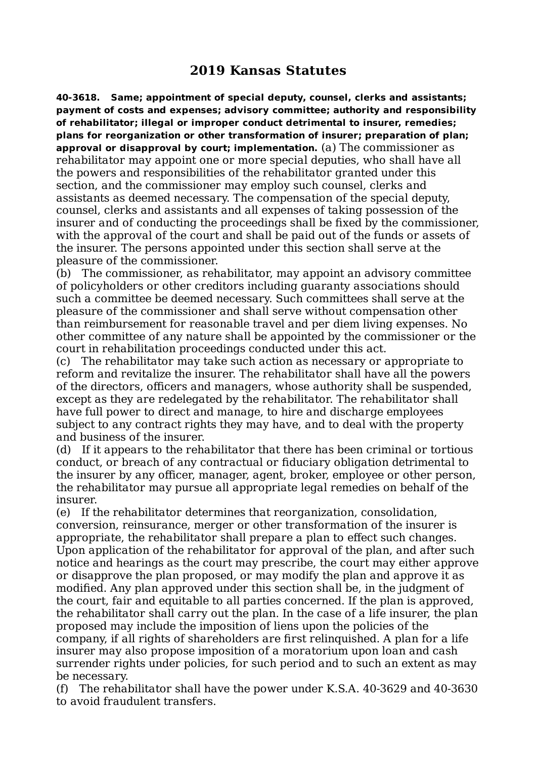# 2019 Kansas Statutes

**40-3618. Same; appointment of special deputy, counsel, clerks and assistants; payment of costs and expenses; advisory committee; authority and responsibility of rehabilitator; illegal or improper conduct detrimental to insurer, remedies; plans for reorganization or other transformation of insurer; preparation of plan; approval or disapproval by court; implementation.** (a) The commissioner as rehabilitator may appoint one or more special deputies, who shall have all the powers and responsibilities of the rehabilitator granted under this section, and the commissioner may employ such counsel, clerks and assistants as deemed necessary. The compensation of the special deputy, counsel, clerks and assistants and all expenses of taking possession of the insurer and of conducting the proceedings shall be fixed by the commissioner, with the approval of the court and shall be paid out of the funds or assets of the insurer. The persons appointed under this section shall serve at the pleasure of the commissioner.

(b) The commissioner, as rehabilitator, may appoint an advisory committee of policyholders or other creditors including guaranty associations should such a committee be deemed necessary. Such committees shall serve at the pleasure of the commissioner and shall serve without compensation other than reimbursement for reasonable travel and per diem living expenses. No other committee of any nature shall be appointed by the commissioner or the court in rehabilitation proceedings conducted under this act.

(c) The rehabilitator may take such action as necessary or appropriate to reform and revitalize the insurer. The rehabilitator shall have all the powers of the directors, officers and managers, whose authority shall be suspended, except as they are redelegated by the rehabilitator. The rehabilitator shall have full power to direct and manage, to hire and discharge employees subject to any contract rights they may have, and to deal with the property and business of the insurer.

(d) If it appears to the rehabilitator that there has been criminal or tortious conduct, or breach of any contractual or fiduciary obligation detrimental to the insurer by any officer, manager, agent, broker, employee or other person, the rehabilitator may pursue all appropriate legal remedies on behalf of the insurer.

(e) If the rehabilitator determines that reorganization, consolidation, conversion, reinsurance, merger or other transformation of the insurer is appropriate, the rehabilitator shall prepare a plan to effect such changes. Upon application of the rehabilitator for approval of the plan, and after such notice and hearings as the court may prescribe, the court may either approve or disapprove the plan proposed, or may modify the plan and approve it as modified. Any plan approved under this section shall be, in the judgment of the court, fair and equitable to all parties concerned. If the plan is approved, the rehabilitator shall carry out the plan. In the case of a life insurer, the plan proposed may include the imposition of liens upon the policies of the company, if all rights of shareholders are first relinquished. A plan for a life insurer may also propose imposition of a moratorium upon loan and cash surrender rights under policies, for such period and to such an extent as may be necessary.

(f) The rehabilitator shall have the power under K.S.A. 40-3629 and 40-3630 to avoid fraudulent transfers.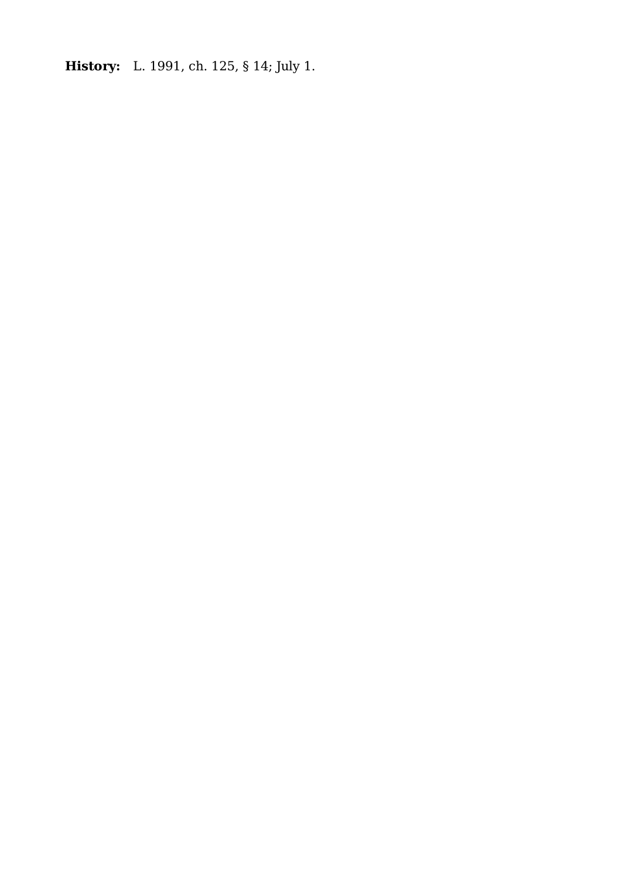**History:** L. 1991, ch. 125, § 14; July 1.